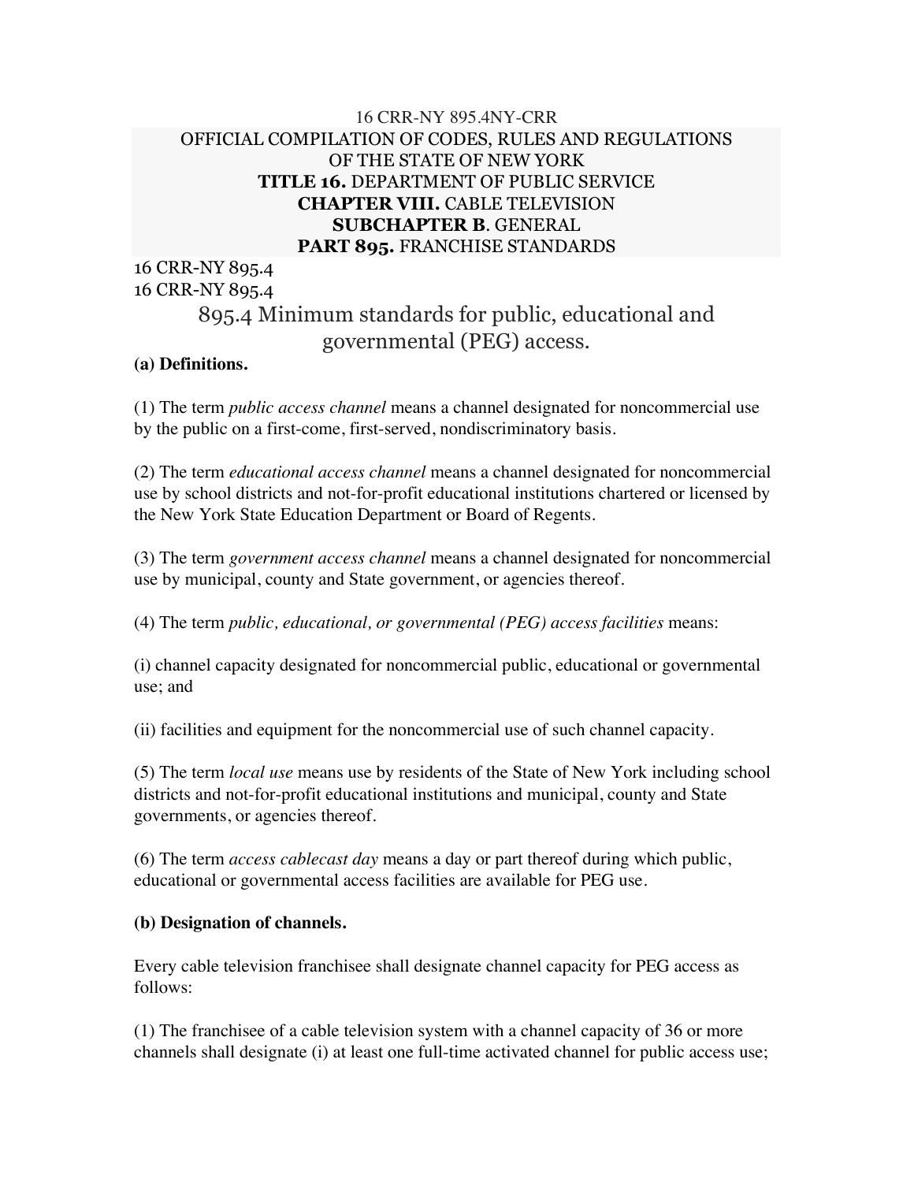16 CRR-NY 895.4NY-CRR

OFFICIAL COMPILATION OF CODES, RULES AND REGULATIONS OF THE STATE OF NEW YORK

**TITLE 16.** DEPARTMENT OF PUBLIC SERVICE

**CHAPTER VIII.** CABLE TELEVISION

**SUBCHAPTER B**. GENERAL

**PART 895.** FRANCHISE STANDARDS

16 CRR-NY 895.4

16 CRR-NY 895.4

# 895.4 Minimum standards for public, educational and governmental (PEG) access.

**(a) Definitions.**

(1) The term *public access channel* means a channel designated for noncommercial use by the public on a first-come, first-served, nondiscriminatory basis.

(2) The term *educational access channel* means a channel designated for noncommercial use by school districts and not-for-profit educational institutions chartered or licensed by the New York State Education Department or Board of Regents.

(3) The term *government access channel* means a channel designated for noncommercial use by municipal, county and State government, or agencies thereof.

(4) The term *public, educational, or governmental (PEG) access facilities* means:

(i) channel capacity designated for noncommercial public, educational or governmental use; and

(ii) facilities and equipment for the noncommercial use of such channel capacity.

(5) The term *local use* means use by residents of the State of New York including school districts and not-for-profit educational institutions and municipal, county and State governments, or agencies thereof.

(6) The term *access cablecast day* means a day or part thereof during which public, educational or governmental access facilities are available for PEG use.

**(b) Designation of channels.**

Every cable television franchisee shall designate channel capacity for PEG access as follows:

(1) The franchisee of a cable television system with a channel capacity of 36 or more channels shall designate (i) at least one full-time activated channel for public access use;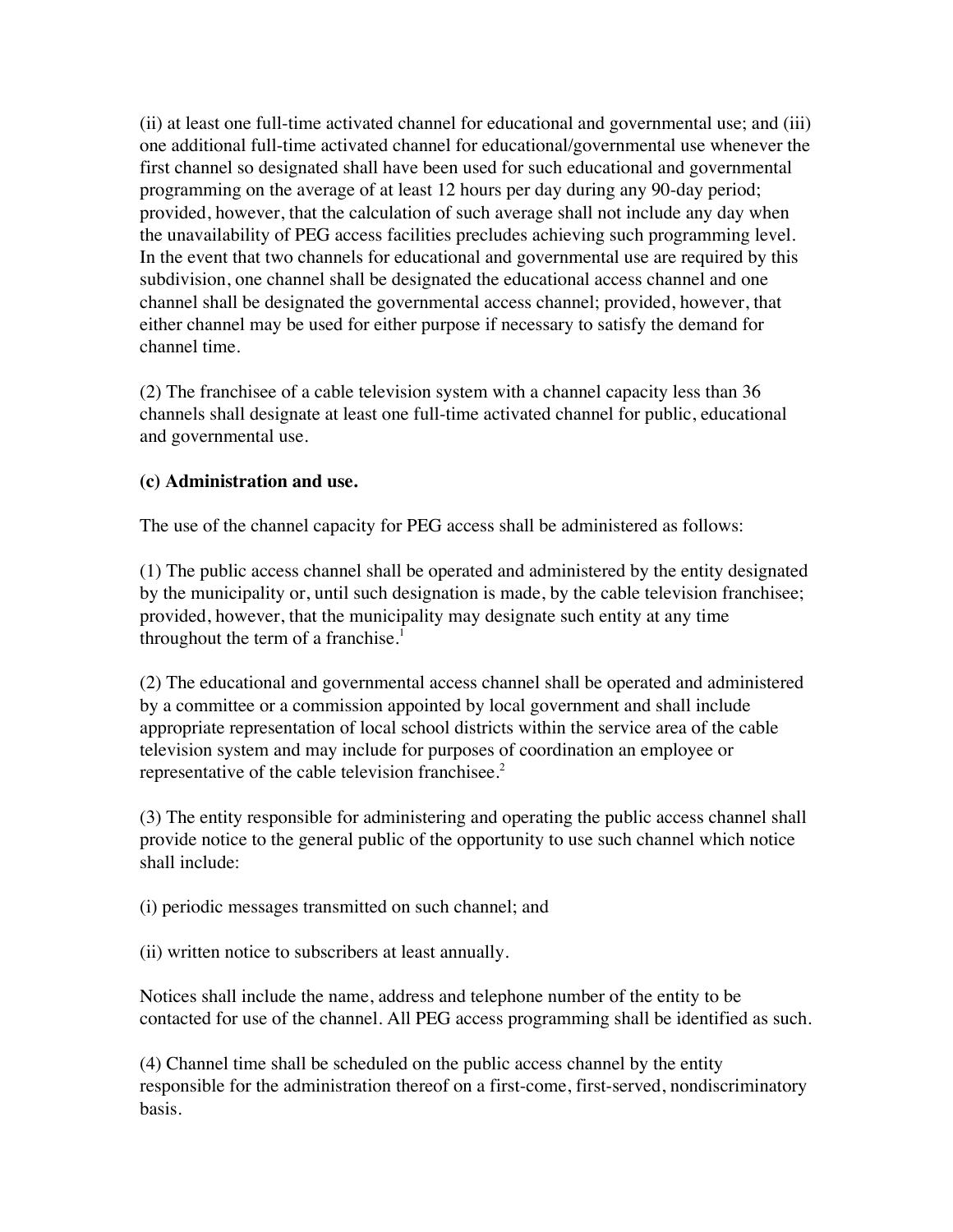(ii) at least one full-time activated channel for educational and governmental use; and (iii) one additional full-time activated channel for educational/governmental use whenever the first channel so designated shall have been used for such educational and governmental programming on the average of at least 12 hours per day during any 90-day period; provided, however, that the calculation of such average shall not include any day when the unavailability of PEG access facilities precludes achieving such programming level. In the event that two channels for educational and governmental use are required by this subdivision, one channel shall be designated the educational access channel and one channel shall be designated the governmental access channel; provided, however, that either channel may be used for either purpose if necessary to satisfy the demand for channel time.

(2) The franchisee of a cable television system with a channel capacity less than 36 channels shall designate at least one full-time activated channel for public, educational and governmental use.

**(c) Administration and use.**

The use of the channel capacity for PEG access shall be administered as follows:

(1) The public access channel shall be operated and administered by the entity designated by the municipality or, until such designation is made, by the cable television franchisee; provided, however, that the municipality may designate such entity at any time throughout the term of a franchise.[1]

(2) The educational and governmental access channel shall be operated and administered by a committee or a commission appointed by local government and shall include appropriate representation of local school districts within the service area of the cable television system and may include for purposes of coordination an employee or representative of the cable television franchisee.[2]

(3) The entity responsible for administering and operating the public access channel shall provide notice to the general public of the opportunity to use such channel which notice shall include:

(i) periodic messages transmitted on such channel; and

(ii) written notice to subscribers at least annually.

Notices shall include the name, address and telephone number of the entity to be contacted for use of the channel. All PEG access programming shall be identified as such.

(4) Channel time shall be scheduled on the public access channel by the entity responsible for the administration thereof on a first-come, first-served, nondiscriminatory basis.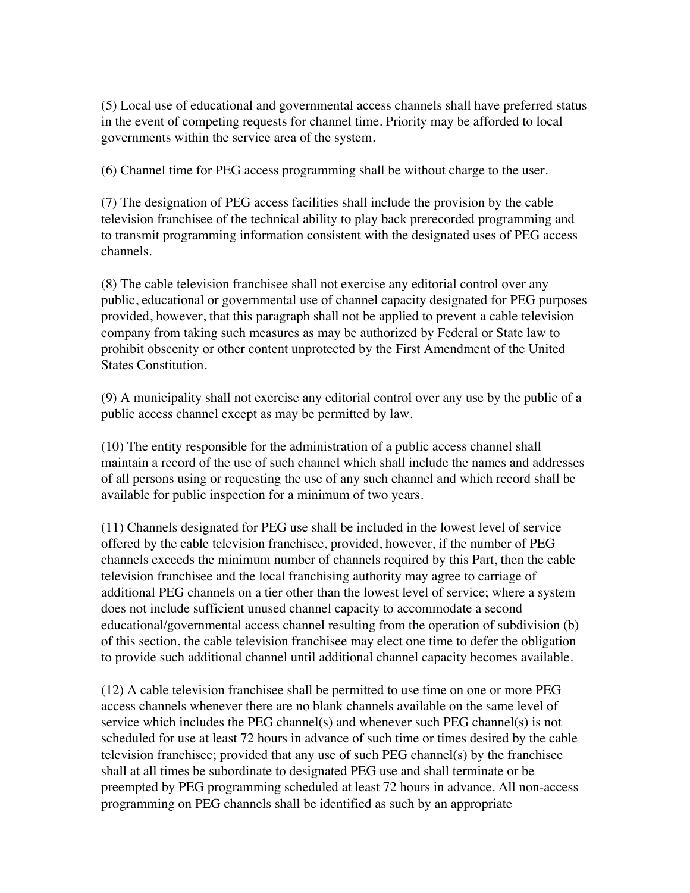(5) Local use of educational and governmental access channels shall have preferred status in the event of competing requests for channel time. Priority may be afforded to local governments within the service area of the system.

(6) Channel time for PEG access programming shall be without charge to the user.

(7) The designation of PEG access facilities shall include the provision by the cable television franchisee of the technical ability to play back prerecorded programming and to transmit programming information consistent with the designated uses of PEG access channels.

(8) The cable television franchisee shall not exercise any editorial control over any public, educational or governmental use of channel capacity designated for PEG purposes provided, however, that this paragraph shall not be applied to prevent a cable television company from taking such measures as may be authorized by Federal or State law to prohibit obscenity or other content unprotected by the First Amendment of the United States Constitution.

(9) A municipality shall not exercise any editorial control over any use by the public of a public access channel except as may be permitted by law.

(10) The entity responsible for the administration of a public access channel shall maintain a record of the use of such channel which shall include the names and addresses of all persons using or requesting the use of any such channel and which record shall be available for public inspection for a minimum of two years.

(11) Channels designated for PEG use shall be included in the lowest level of service offered by the cable television franchisee, provided, however, if the number of PEG channels exceeds the minimum number of channels required by this Part, then the cable television franchisee and the local franchising authority may agree to carriage of additional PEG channels on a tier other than the lowest level of service; where a system does not include sufficient unused channel capacity to accommodate a second educational/governmental access channel resulting from the operation of subdivision (b) of this section, the cable television franchisee may elect one time to defer the obligation to provide such additional channel until additional channel capacity becomes available.

(12) A cable television franchisee shall be permitted to use time on one or more PEG access channels whenever there are no blank channels available on the same level of service which includes the PEG channel(s) and whenever such PEG channel(s) is not scheduled for use at least 72 hours in advance of such time or times desired by the cable television franchisee; provided that any use of such PEG channel(s) by the franchisee shall at all times be subordinate to designated PEG use and shall terminate or be preempted by PEG programming scheduled at least 72 hours in advance. All non-access programming on PEG channels shall be identified as such by an appropriate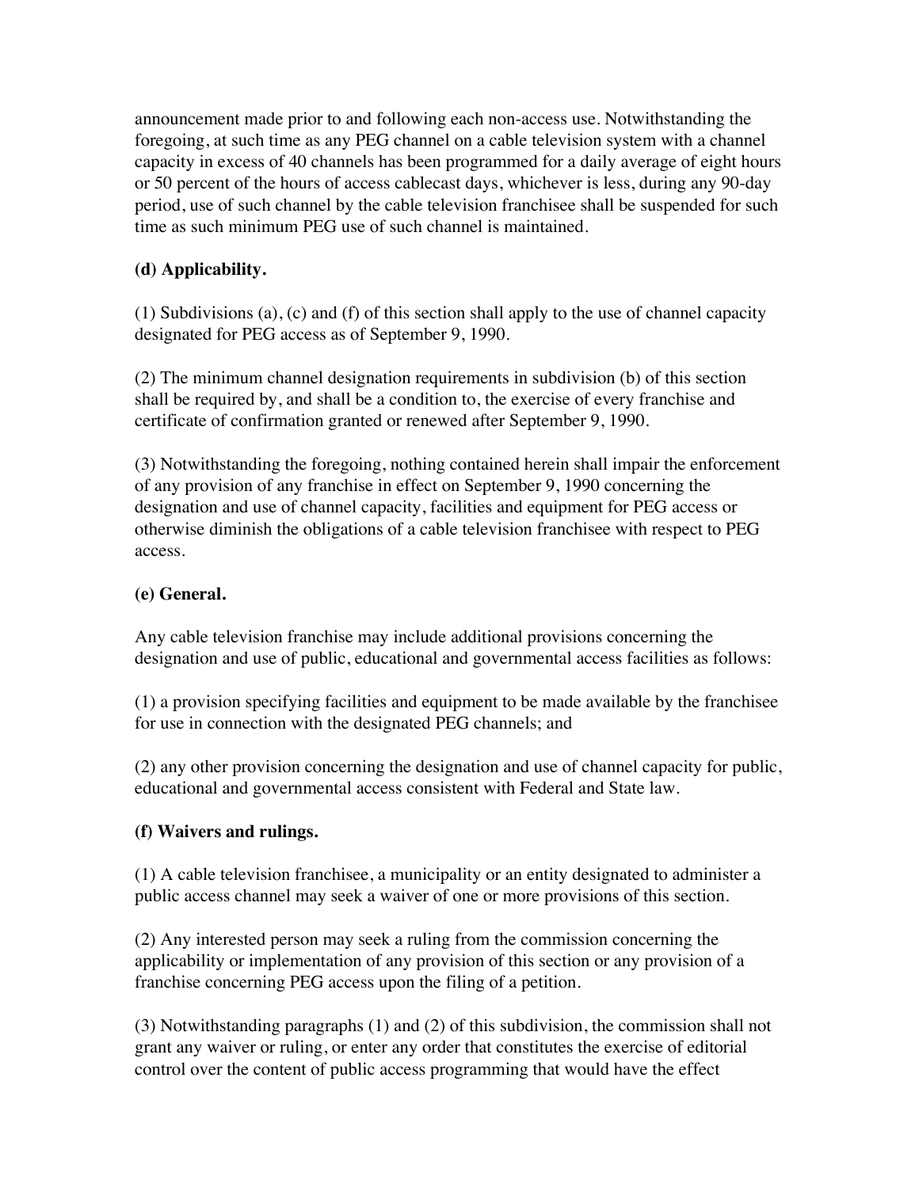announcement made prior to and following each non-access use. Notwithstanding the foregoing, at such time as any PEG channel on a cable television system with a channel capacity in excess of 40 channels has been programmed for a daily average of eight hours or 50 percent of the hours of access cablecast days, whichever is less, during any 90-day period, use of such channel by the cable television franchisee shall be suspended for such time as such minimum PEG use of such channel is maintained.

**(d) Applicability.**

(1) Subdivisions (a), (c) and (f) of this section shall apply to the use of channel capacity designated for PEG access as of September 9, 1990.

(2) The minimum channel designation requirements in subdivision (b) of this section shall be required by, and shall be a condition to, the exercise of every franchise and certificate of confirmation granted or renewed after September 9, 1990.

(3) Notwithstanding the foregoing, nothing contained herein shall impair the enforcement of any provision of any franchise in effect on September 9, 1990 concerning the designation and use of channel capacity, facilities and equipment for PEG access or otherwise diminish the obligations of a cable television franchisee with respect to PEG access.

**(e) General.**

Any cable television franchise may include additional provisions concerning the designation and use of public, educational and governmental access facilities as follows:

(1) a provision specifying facilities and equipment to be made available by the franchisee for use in connection with the designated PEG channels; and

(2) any other provision concerning the designation and use of channel capacity for public, educational and governmental access consistent with Federal and State law.

**(f) Waivers and rulings.**

(1) A cable television franchisee, a municipality or an entity designated to administer a public access channel may seek a waiver of one or more provisions of this section.

(2) Any interested person may seek a ruling from the commission concerning the applicability or implementation of any provision of this section or any provision of a franchise concerning PEG access upon the filing of a petition.

(3) Notwithstanding paragraphs (1) and (2) of this subdivision, the commission shall not grant any waiver or ruling, or enter any order that constitutes the exercise of editorial control over the content of public access programming that would have the effect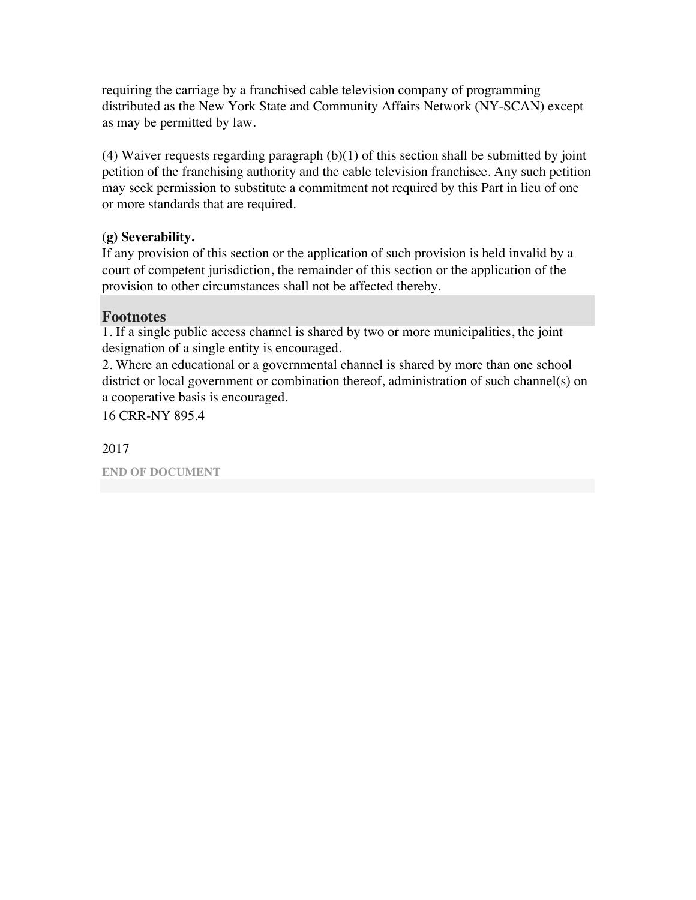requiring the carriage by a franchised cable television company of programming distributed as the New York State and Community Affairs Network (NY-SCAN) except as may be permitted by law.

(4) Waiver requests regarding paragraph (b)(1) of this section shall be submitted by joint petition of the franchising authority and the cable television franchisee. Any such petition may seek permission to substitute a commitment not required by this Part in lieu of one or more standards that are required.

**(g) Severability.**

If any provision of this section or the application of such provision is held invalid by a court of competent jurisdiction, the remainder of this section or the application of the provision to other circumstances shall not be affected thereby.

## Footnotes

1. If a single public access channel is shared by two or more municipalities, the joint designation of a single entity is encouraged.
2. Where an educational or a governmental channel is shared by more than one school district or local government or combination thereof, administration of such channel(s) on a cooperative basis is encouraged.

16 CRR-NY 895.4

2017

END OF DOCUMENT